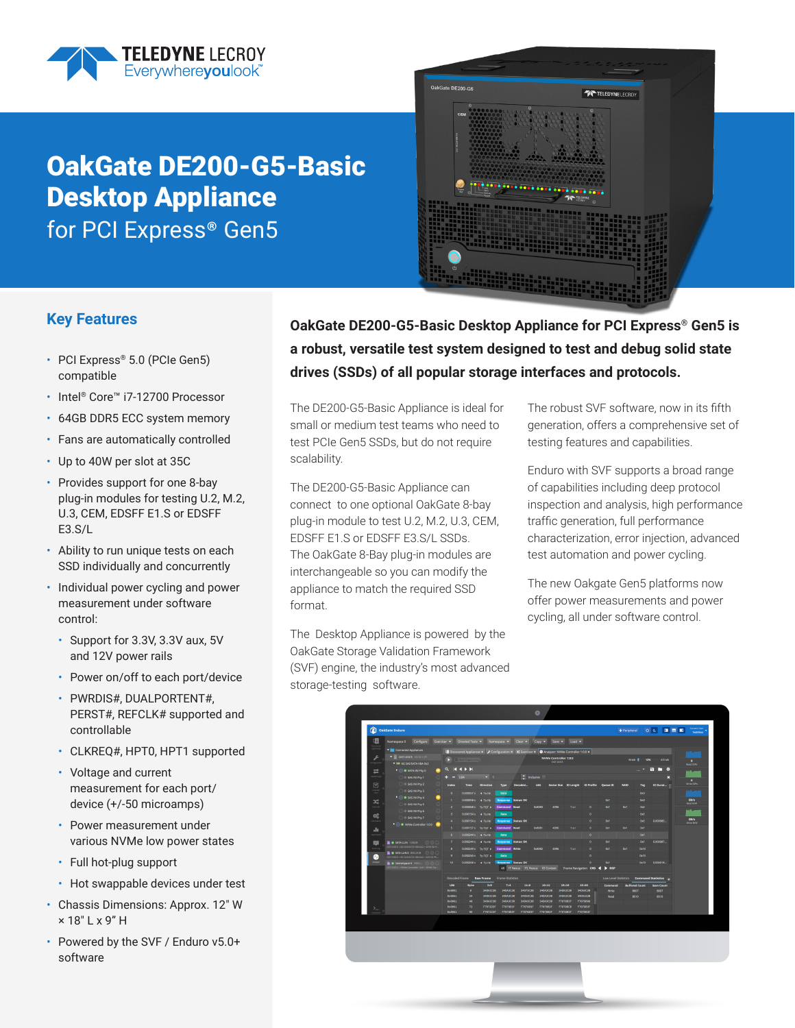# OakGate DE200-G5-Basic Desktop Appliance

for PCI Express® Gen5

## Key Features

- PCI Express® 5.0 (PCIe Gen5) compatible
- Intel® Core™ i7-12700 Processor
- 64GB DDR5 ECC system memory
- Fans are automatically controlled
- Up to 40W per slot at 35C
- Provides support for one 8-bay plug-in modules for testing U.2, M.2, U.3, CEM, EDSFF E1.S or EDSFF E3.S/L
- Ability to run unique tests on each SSD individually and concurrently
- Individual power cycling and power measurement under software control:
  - Support for 3.3V, 3.3V aux, 5V and 12V power rails
  - Power on/off to each port/device
  - PWRDIS#, DUALPORTENT#, PERST#, REFCLK# supported and controllable
  - CLKREQ#, HPT0, HPT1 supported
  - Voltage and current measurement for each port/ device (+/-50 microamps)
  - Power measurement under various NVMe low power states
  - Full hot-plug support
  - Hot swappable devices under test
- Chassis Dimensions: Approx. 12" W × 18" L x 9" H
- Powered by the SVF / Enduro v5.0+ software

**OakGate DE200-G5-Basic Desktop Appliance for PCI Express® Gen5 is a robust, versatile test system designed to test and debug solid state drives (SSDs) of all popular storage interfaces and protocols.**

The DE200-G5-Basic Appliance is ideal for small or medium test teams who need to test PCIe Gen5 SSDs, but do not require scalability.

The DE200-G5-Basic Appliance can connect to one optional OakGate 8-bay plug-in module to test U.2, M.2, U.3, CEM, EDSFF E1.S or EDSFF E3.S/L SSDs. The OakGate 8-Bay plug-in modules are interchangeable so you can modify the appliance to match the required SSD format.

The Desktop Appliance is powered by the OakGate Storage Validation Framework (SVF) engine, the industry's most advanced storage-testing software.

The robust SVF software, now in its fifth generation, offers a comprehensive set of testing features and capabilities.

Enduro with SVF supports a broad range of capabilities including deep protocol inspection and analysis, high performance traffic generation, full performance characterization, error injection, advanced test automation and power cycling.

The new Oakgate Gen5 platforms now offer power measurements and power cycling, all under software control.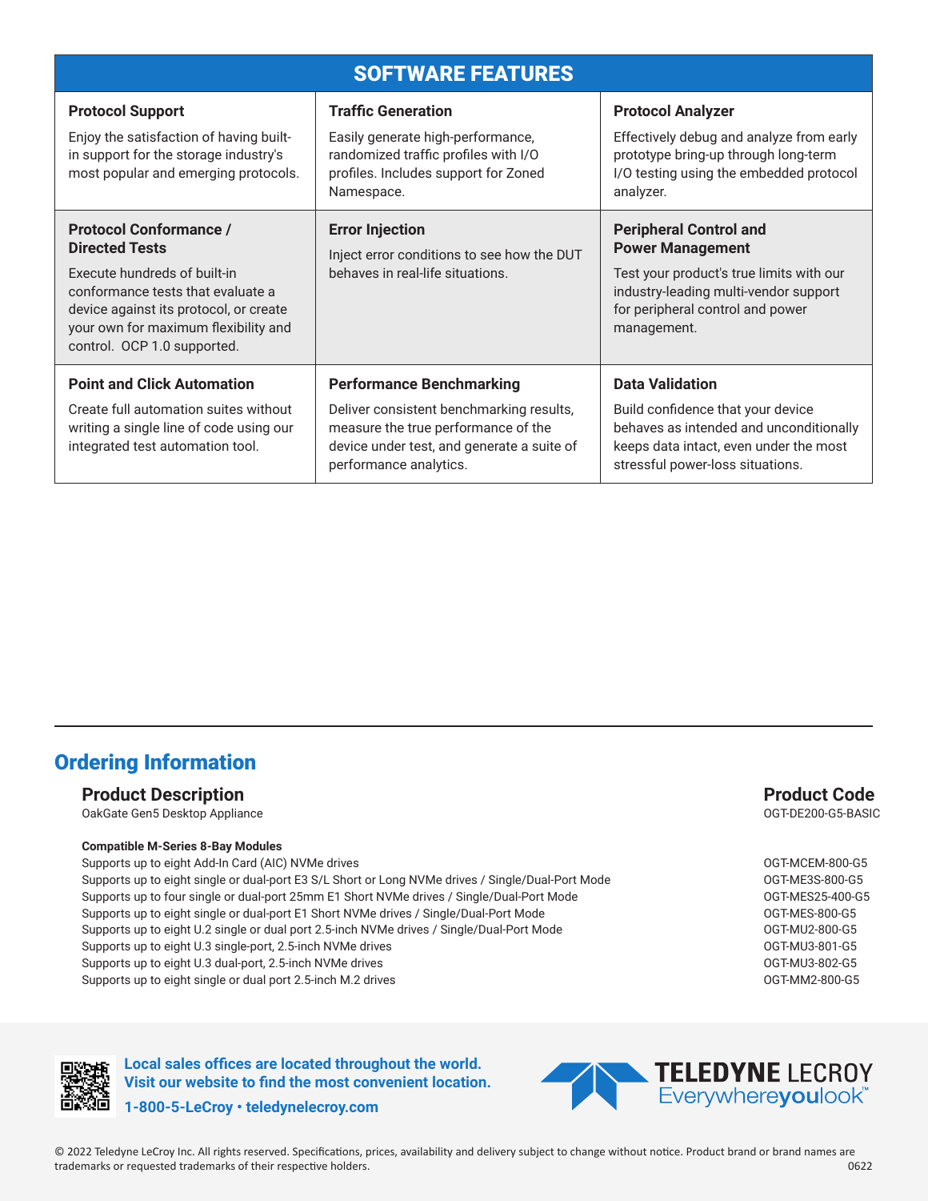## SOFTWARE FEATURES

| | | |
|---|---|---|
| **Protocol Support**<br>Enjoy the satisfaction of having built-in support for the storage industry's most popular and emerging protocols. | **Traffic Generation**<br>Easily generate high-performance, randomized traffic profiles with I/O profiles. Includes support for Zoned Namespace. | **Protocol Analyzer**<br>Effectively debug and analyze from early prototype bring-up through long-term I/O testing using the embedded protocol analyzer. |
| **Protocol Conformance / Directed Tests**<br>Execute hundreds of built-in conformance tests that evaluate a device against its protocol, or create your own for maximum flexibility and control. OCP 1.0 supported. | **Error Injection**<br>Inject error conditions to see how the DUT behaves in real-life situations. | **Peripheral Control and Power Management**<br>Test your product's true limits with our industry-leading multi-vendor support for peripheral control and power management. |
| **Point and Click Automation**<br>Create full automation suites without writing a single line of code using our integrated test automation tool. | **Performance Benchmarking**<br>Deliver consistent benchmarking results, measure the true performance of the device under test, and generate a suite of performance analytics. | **Data Validation**<br>Build confidence that your device behaves as intended and unconditionally keeps data intact, even under the most stressful power-loss situations. |

## Ordering Information

| Product Description | Product Code |
|---|---|
| OakGate Gen5 Desktop Appliance | OGT-DE200-G5-BASIC |
| **Compatible M-Series 8-Bay Modules** | |
| Supports up to eight Add-In Card (AIC) NVMe drives | OGT-MCEM-800-G5 |
| Supports up to eight single or dual-port E3 S/L Short or Long NVMe drives / Single/Dual-Port Mode | OGT-ME3S-800-G5 |
| Supports up to four single or dual-port 25mm E1 Short NVMe drives / Single/Dual-Port Mode | OGT-MES25-400-G5 |
| Supports up to eight single or dual-port E1 Short NVMe drives / Single/Dual-Port Mode | OGT-MES-800-G5 |
| Supports up to eight U.2 single or dual port 2.5-inch NVMe drives / Single/Dual-Port Mode | OGT-MU2-800-G5 |
| Supports up to eight U.3 single-port, 2.5-inch NVMe drives | OGT-MU3-801-G5 |
| Supports up to eight U.3 dual-port, 2.5-inch NVMe drives | OGT-MU3-802-G5 |
| Supports up to eight single or dual port 2.5-inch M.2 drives | OGT-MM2-800-G5 |

**Local sales offices are located throughout the world. Visit our website to find the most convenient location.**

**1-800-5-LeCroy • teledynelecroy.com**

TELEDYNE LECROY
Everywhereyoulook™

© 2022 Teledyne LeCroy Inc. All rights reserved. Specifications, prices, availability and delivery subject to change without notice. Product brand or brand names are trademarks or requested trademarks of their respective holders.

0622